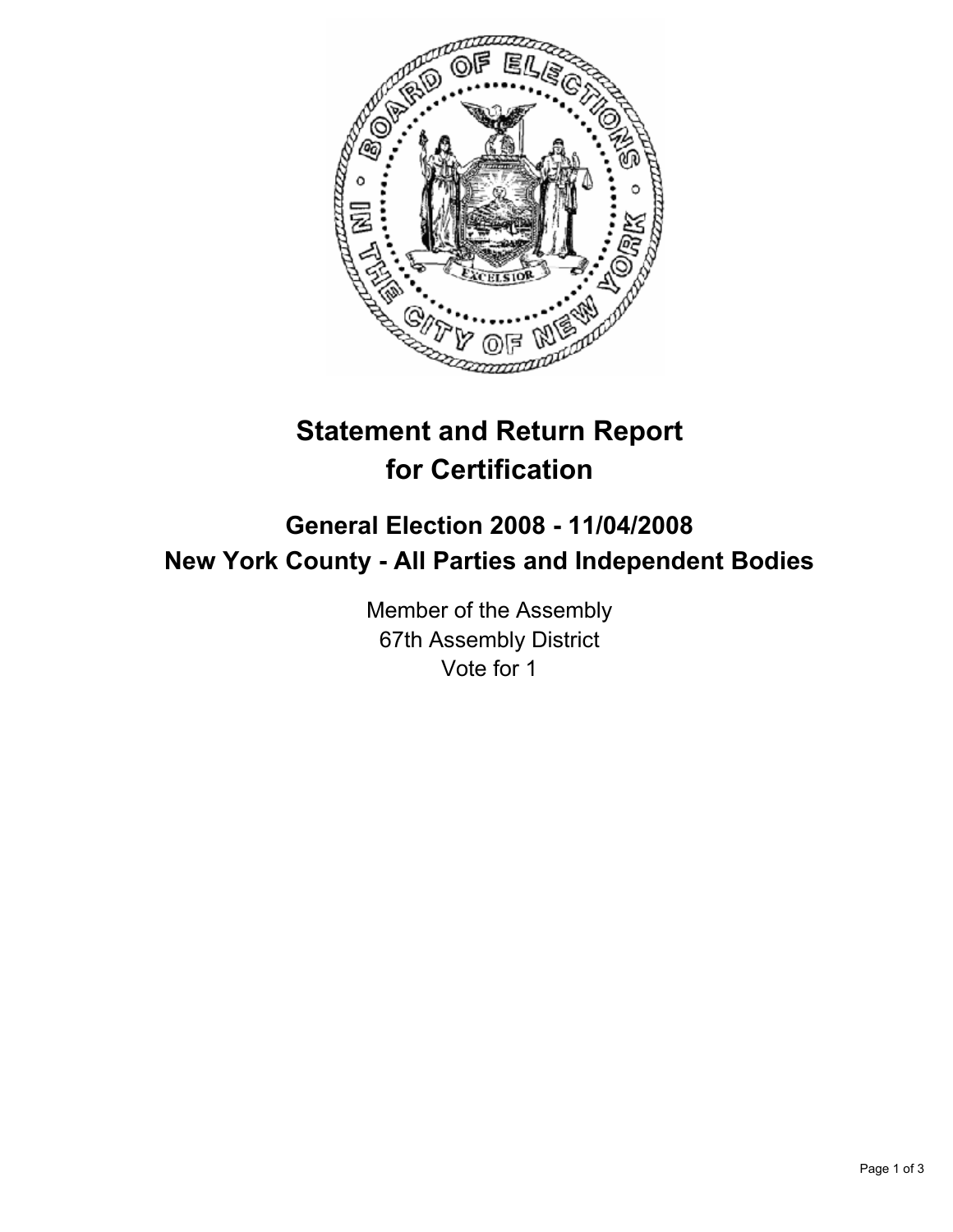# Statement and Return Report for Certification

## General Election 2008 - 11/04/2008

## New York County - All Parties and Independent Bodies

Member of the Assembly
67th Assembly District
Vote for 1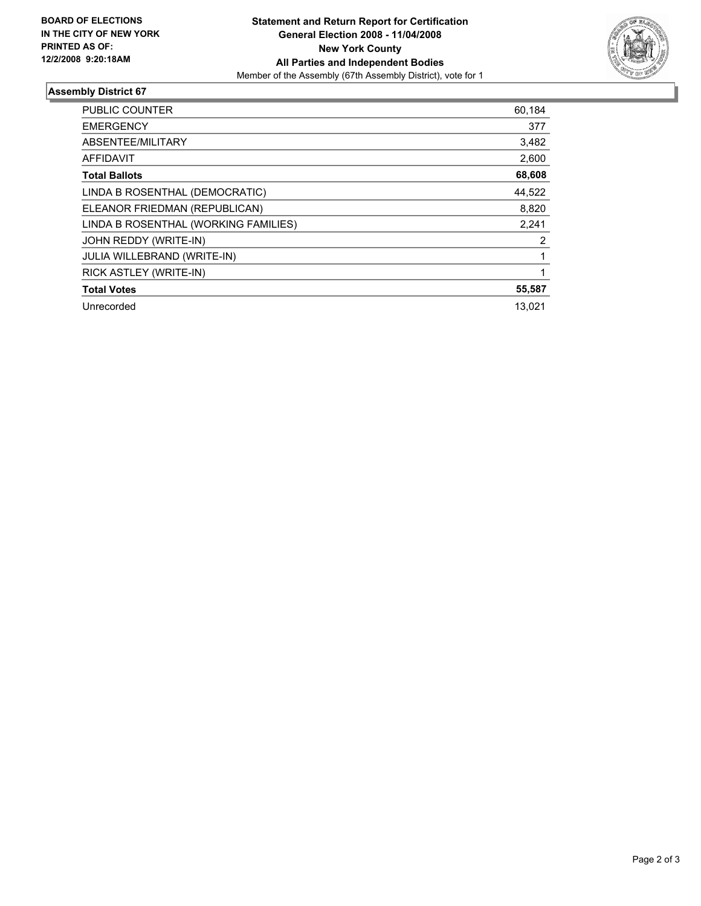**BOARD OF ELECTIONS IN THE CITY OF NEW YORK PRINTED AS OF: 12/2/2008 9:20:18AM**

**Statement and Return Report for Certification**
**General Election 2008 - 11/04/2008**
**New York County**
**All Parties and Independent Bodies**
Member of the Assembly (67th Assembly District), vote for 1

## Assembly District 67

| | |
|---|---|
| PUBLIC COUNTER | 60,184 |
| EMERGENCY | 377 |
| ABSENTEE/MILITARY | 3,482 |
| AFFIDAVIT | 2,600 |
| **Total Ballots** | **68,608** |
| LINDA B ROSENTHAL (DEMOCRATIC) | 44,522 |
| ELEANOR FRIEDMAN (REPUBLICAN) | 8,820 |
| LINDA B ROSENTHAL (WORKING FAMILIES) | 2,241 |
| JOHN REDDY (WRITE-IN) | 2 |
| JULIA WILLEBRAND (WRITE-IN) | 1 |
| RICK ASTLEY (WRITE-IN) | 1 |
| **Total Votes** | **55,587** |
| Unrecorded | 13,021 |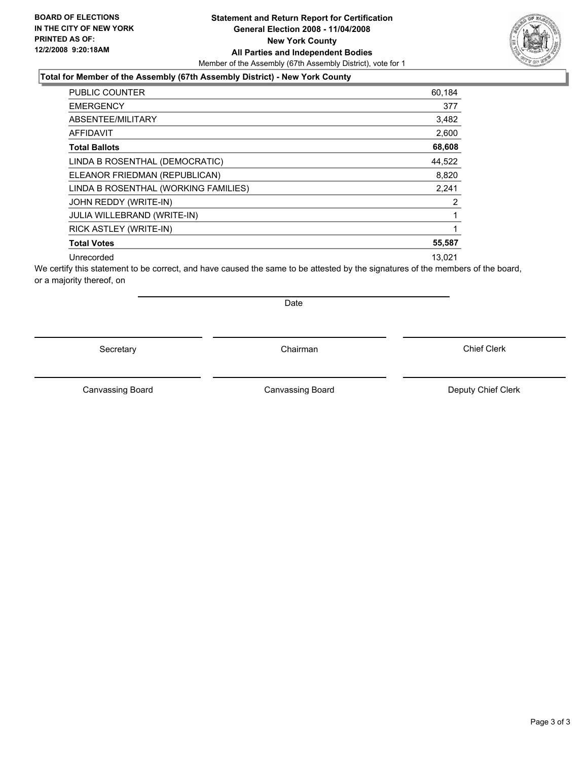**BOARD OF ELECTIONS IN THE CITY OF NEW YORK PRINTED AS OF: 12/2/2008 9:20:18AM**

**Statement and Return Report for Certification**
**General Election 2008 - 11/04/2008**
**New York County**
**All Parties and Independent Bodies**
Member of the Assembly (67th Assembly District), vote for 1

### Total for Member of the Assembly (67th Assembly District) - New York County

| | |
|---|---|
| PUBLIC COUNTER | 60,184 |
| EMERGENCY | 377 |
| ABSENTEE/MILITARY | 3,482 |
| AFFIDAVIT | 2,600 |
| **Total Ballots** | **68,608** |
| LINDA B ROSENTHAL (DEMOCRATIC) | 44,522 |
| ELEANOR FRIEDMAN (REPUBLICAN) | 8,820 |
| LINDA B ROSENTHAL (WORKING FAMILIES) | 2,241 |
| JOHN REDDY (WRITE-IN) | 2 |
| JULIA WILLEBRAND (WRITE-IN) | 1 |
| RICK ASTLEY (WRITE-IN) | 1 |
| **Total Votes** | **55,587** |
| Unrecorded | 13,021 |

We certify this statement to be correct, and have caused the same to be attested by the signatures of the members of the board, or a majority thereof, on

Date

Secretary

Chairman

Chief Clerk

Canvassing Board

Canvassing Board

Deputy Chief Clerk